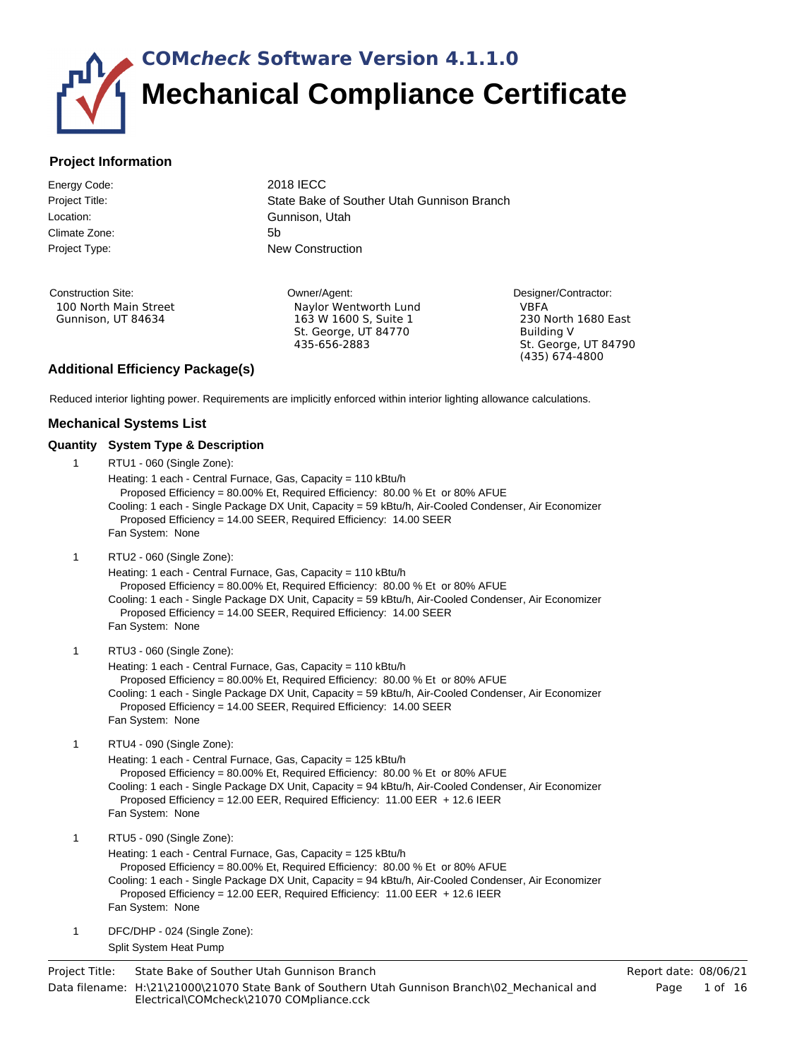# COM*check* Software Version 4.1.1.0

# Mechanical Compliance Certificate

## Project Information

| | |
|---|---|
| Energy Code: | 2018 IECC |
| Project Title: | State Bake of Souther Utah Gunnison Branch |
| Location: | Gunnison, Utah |
| Climate Zone: | 5b |
| Project Type: | New Construction |

| Construction Site: | Owner/Agent: | Designer/Contractor: |
|---|---|---|
| 100 North Main Street<br>Gunnison, UT 84634 | Naylor Wentworth Lund<br>163 W 1600 S, Suite 1<br>St. George, UT 84770<br>435-656-2883 | VBFA<br>230 North 1680 East<br>Building V<br>St. George, UT 84790<br>(435) 674-4800 |

## Additional Efficiency Package(s)

Reduced interior lighting power. Requirements are implicitly enforced within interior lighting allowance calculations.

## Mechanical Systems List

| Quantity | System Type & Description |
|---|---|
| 1 | RTU1 - 060 (Single Zone):<br>Heating: 1 each - Central Furnace, Gas, Capacity = 110 kBtu/h<br>Proposed Efficiency = 80.00% Et, Required Efficiency: 80.00 % Et or 80% AFUE<br>Cooling: 1 each - Single Package DX Unit, Capacity = 59 kBtu/h, Air-Cooled Condenser, Air Economizer<br>Proposed Efficiency = 14.00 SEER, Required Efficiency: 14.00 SEER<br>Fan System: None |
| 1 | RTU2 - 060 (Single Zone):<br>Heating: 1 each - Central Furnace, Gas, Capacity = 110 kBtu/h<br>Proposed Efficiency = 80.00% Et, Required Efficiency: 80.00 % Et or 80% AFUE<br>Cooling: 1 each - Single Package DX Unit, Capacity = 59 kBtu/h, Air-Cooled Condenser, Air Economizer<br>Proposed Efficiency = 14.00 SEER, Required Efficiency: 14.00 SEER<br>Fan System: None |
| 1 | RTU3 - 060 (Single Zone):<br>Heating: 1 each - Central Furnace, Gas, Capacity = 110 kBtu/h<br>Proposed Efficiency = 80.00% Et, Required Efficiency: 80.00 % Et or 80% AFUE<br>Cooling: 1 each - Single Package DX Unit, Capacity = 59 kBtu/h, Air-Cooled Condenser, Air Economizer<br>Proposed Efficiency = 14.00 SEER, Required Efficiency: 14.00 SEER<br>Fan System: None |
| 1 | RTU4 - 090 (Single Zone):<br>Heating: 1 each - Central Furnace, Gas, Capacity = 125 kBtu/h<br>Proposed Efficiency = 80.00% Et, Required Efficiency: 80.00 % Et or 80% AFUE<br>Cooling: 1 each - Single Package DX Unit, Capacity = 94 kBtu/h, Air-Cooled Condenser, Air Economizer<br>Proposed Efficiency = 12.00 EER, Required Efficiency: 11.00 EER + 12.6 IEER<br>Fan System: None |
| 1 | RTU5 - 090 (Single Zone):<br>Heating: 1 each - Central Furnace, Gas, Capacity = 125 kBtu/h<br>Proposed Efficiency = 80.00% Et, Required Efficiency: 80.00 % Et or 80% AFUE<br>Cooling: 1 each - Single Package DX Unit, Capacity = 94 kBtu/h, Air-Cooled Condenser, Air Economizer<br>Proposed Efficiency = 12.00 EER, Required Efficiency: 11.00 EER + 12.6 IEER<br>Fan System: None |
| 1 | DFC/DHP - 024 (Single Zone):<br>Split System Heat Pump |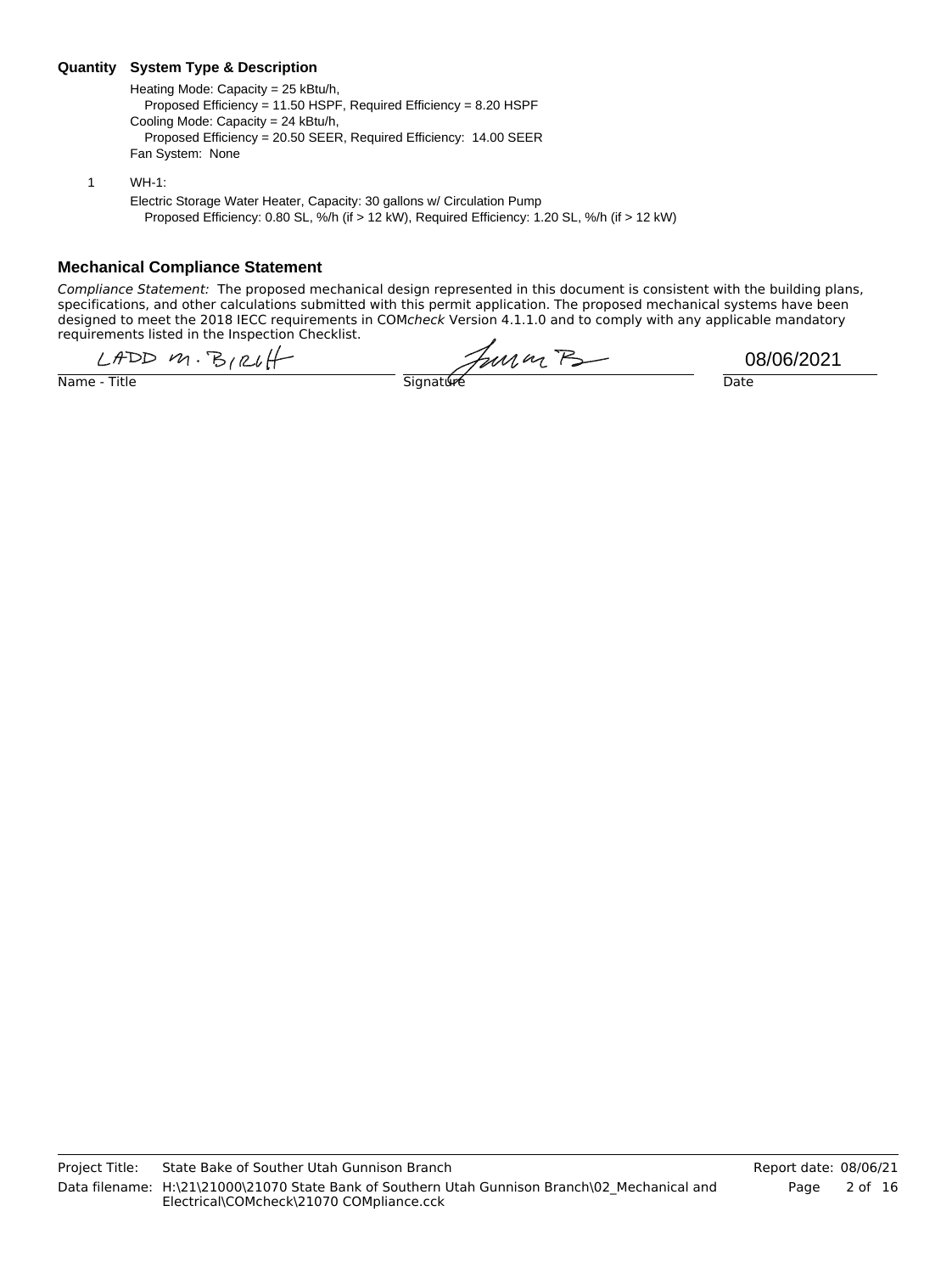| Quantity | System Type & Description |
| --- | --- |
| | Heating Mode: Capacity = 25 kBtu/h,<br>Proposed Efficiency = 11.50 HSPF, Required Efficiency = 8.20 HSPF<br>Cooling Mode: Capacity = 24 kBtu/h,<br>Proposed Efficiency = 20.50 SEER, Required Efficiency: 14.00 SEER<br>Fan System: None |
| 1 | WH-1:<br>Electric Storage Water Heater, Capacity: 30 gallons w/ Circulation Pump<br>Proposed Efficiency: 0.80 SL, %/h (if > 12 kW), Required Efficiency: 1.20 SL, %/h (if > 12 kW) |

## Mechanical Compliance Statement

*Compliance Statement:* The proposed mechanical design represented in this document is consistent with the building plans, specifications, and other calculations submitted with this permit application. The proposed mechanical systems have been designed to meet the 2018 IECC requirements in COM*check* Version 4.1.1.0 and to comply with any applicable mandatory requirements listed in the Inspection Checklist.

| LADD M. BIRCH | [signature] | 08/06/2021 |
| --- | --- | --- |
| Name - Title | Signature | Date |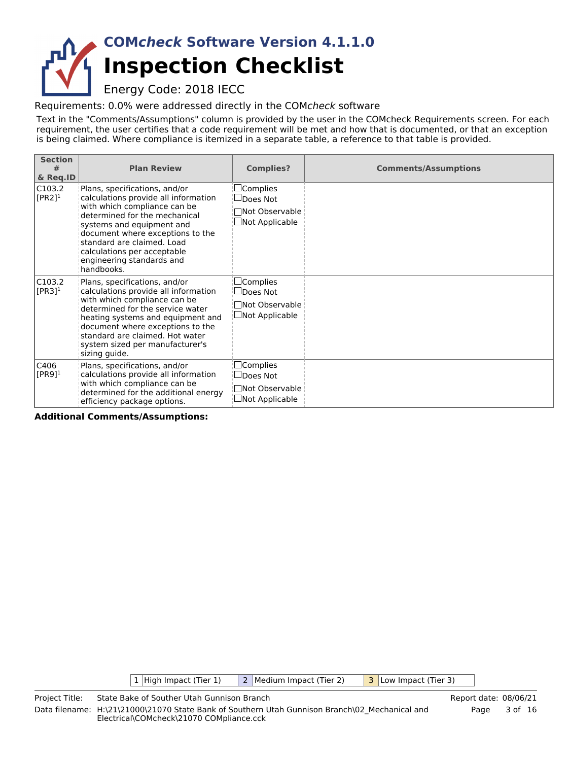# COM*check* Software Version 4.1.1.0

# Inspection Checklist

Energy Code: 2018 IECC

Requirements: 0.0% were addressed directly in the COM*check* software

Text in the "Comments/Assumptions" column is provided by the user in the COMcheck Requirements screen. For each requirement, the user certifies that a code requirement will be met and how that is documented, or that an exception is being claimed. Where compliance is itemized in a separate table, a reference to that table is provided.

| Section # & Req.ID | Plan Review | Complies? | Comments/Assumptions |
|---|---|---|---|
| C103.2 [PR2][1] | Plans, specifications, and/or calculations provide all information with which compliance can be determined for the mechanical systems and equipment and document where exceptions to the standard are claimed. Load calculations per acceptable engineering standards and handbooks. | ☐Complies ☐Does Not ☐Not Observable ☐Not Applicable | |
| C103.2 [PR3][1] | Plans, specifications, and/or calculations provide all information with which compliance can be determined for the service water heating systems and equipment and document where exceptions to the standard are claimed. Hot water system sized per manufacturer's sizing guide. | ☐Complies ☐Does Not ☐Not Observable ☐Not Applicable | |
| C406 [PR9][1] | Plans, specifications, and/or calculations provide all information with which compliance can be determined for the additional energy efficiency package options. | ☐Complies ☐Does Not ☐Not Observable ☐Not Applicable | |

**Additional Comments/Assumptions:**

| 1 | High Impact (Tier 1) | 2 | Medium Impact (Tier 2) | 3 | Low Impact (Tier 3) |
|---|---|---|---|---|---|

Project Title: State Bake of Souther Utah Gunnison Branch
Report date: 08/06/21
Data filename: H:\21\21000\21070 State Bank of Southern Utah Gunnison Branch\02_Mechanical and Electrical\COMcheck\21070 COMpliance.cck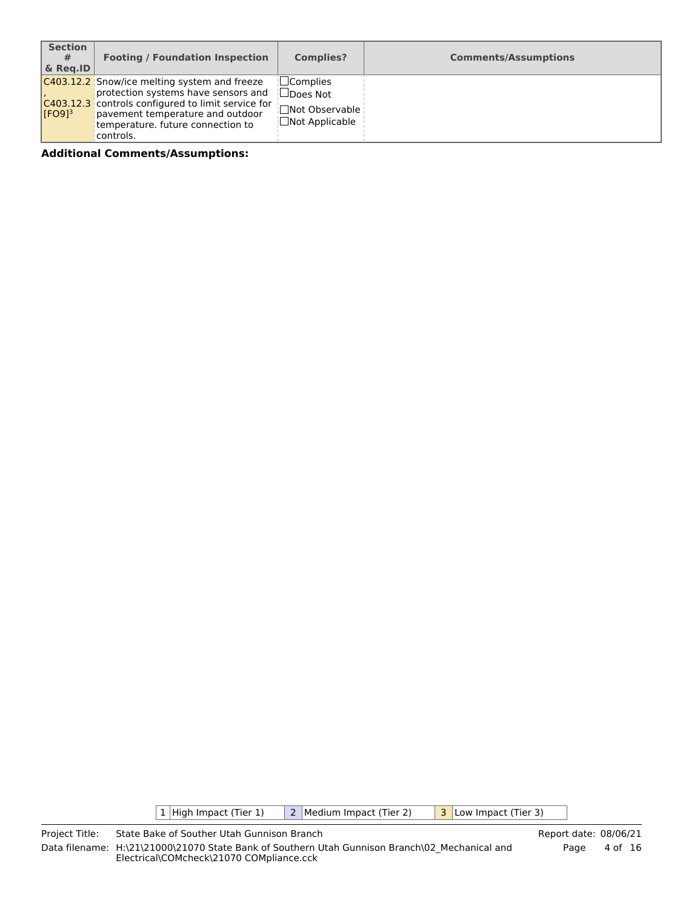| Section # & Req.ID | Footing / Foundation Inspection | Complies? | Comments/Assumptions |
|---|---|---|---|
| C403.12.2, C403.12.3 [FO9][3] | Snow/ice melting system and freeze protection systems have sensors and controls configured to limit service for pavement temperature and outdoor temperature. future connection to controls. | ☐Complies ☐Does Not ☐Not Observable ☐Not Applicable | |

**Additional Comments/Assumptions:**

| | | | | | |
|---|---|---|---|---|---|
| 1 | High Impact (Tier 1) | 2 | Medium Impact (Tier 2) | 3 | Low Impact (Tier 3) |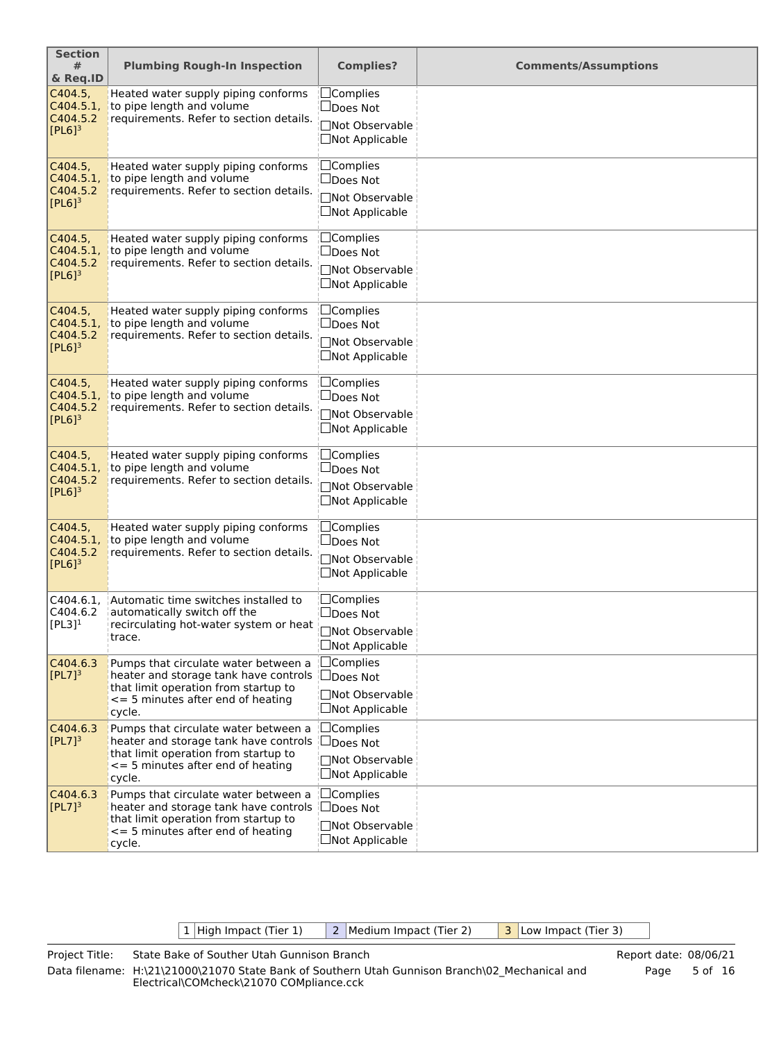| Section # & Req.ID | Plumbing Rough-In Inspection | Complies? | Comments/Assumptions |
|---|---|---|---|
| C404.5, C404.5.1, C404.5.2 [PL6][3] | Heated water supply piping conforms to pipe length and volume requirements. Refer to section details. | ☐Complies ☐Does Not ☐Not Observable ☐Not Applicable | |
| C404.5, C404.5.1, C404.5.2 [PL6][3] | Heated water supply piping conforms to pipe length and volume requirements. Refer to section details. | ☐Complies ☐Does Not ☐Not Observable ☐Not Applicable | |
| C404.5, C404.5.1, C404.5.2 [PL6][3] | Heated water supply piping conforms to pipe length and volume requirements. Refer to section details. | ☐Complies ☐Does Not ☐Not Observable ☐Not Applicable | |
| C404.5, C404.5.1, C404.5.2 [PL6][3] | Heated water supply piping conforms to pipe length and volume requirements. Refer to section details. | ☐Complies ☐Does Not ☐Not Observable ☐Not Applicable | |
| C404.5, C404.5.1, C404.5.2 [PL6][3] | Heated water supply piping conforms to pipe length and volume requirements. Refer to section details. | ☐Complies ☐Does Not ☐Not Observable ☐Not Applicable | |
| C404.5, C404.5.1, C404.5.2 [PL6][3] | Heated water supply piping conforms to pipe length and volume requirements. Refer to section details. | ☐Complies ☐Does Not ☐Not Observable ☐Not Applicable | |
| C404.5, C404.5.1, C404.5.2 [PL6][3] | Heated water supply piping conforms to pipe length and volume requirements. Refer to section details. | ☐Complies ☐Does Not ☐Not Observable ☐Not Applicable | |
| C404.6.1, C404.6.2 [PL3][1] | Automatic time switches installed to automatically switch off the recirculating hot-water system or heat trace. | ☐Complies ☐Does Not ☐Not Observable ☐Not Applicable | |
| C404.6.3 [PL7][3] | Pumps that circulate water between a heater and storage tank have controls that limit operation from startup to <= 5 minutes after end of heating cycle. | ☐Complies ☐Does Not ☐Not Observable ☐Not Applicable | |
| C404.6.3 [PL7][3] | Pumps that circulate water between a heater and storage tank have controls that limit operation from startup to <= 5 minutes after end of heating cycle. | ☐Complies ☐Does Not ☐Not Observable ☐Not Applicable | |
| C404.6.3 [PL7][3] | Pumps that circulate water between a heater and storage tank have controls that limit operation from startup to <= 5 minutes after end of heating cycle. | ☐Complies ☐Does Not ☐Not Observable ☐Not Applicable | |

| 1 | High Impact (Tier 1) | 2 | Medium Impact (Tier 2) | 3 | Low Impact (Tier 3) |
|---|---|---|---|---|---|

Project Title: State Bake of Souther Utah Gunnison Branch
Data filename: H:\21\21000\21070 State Bank of Southern Utah Gunnison Branch\02_Mechanical and Electrical\COMcheck\21070 COMpliance.cck
Report date: 08/06/21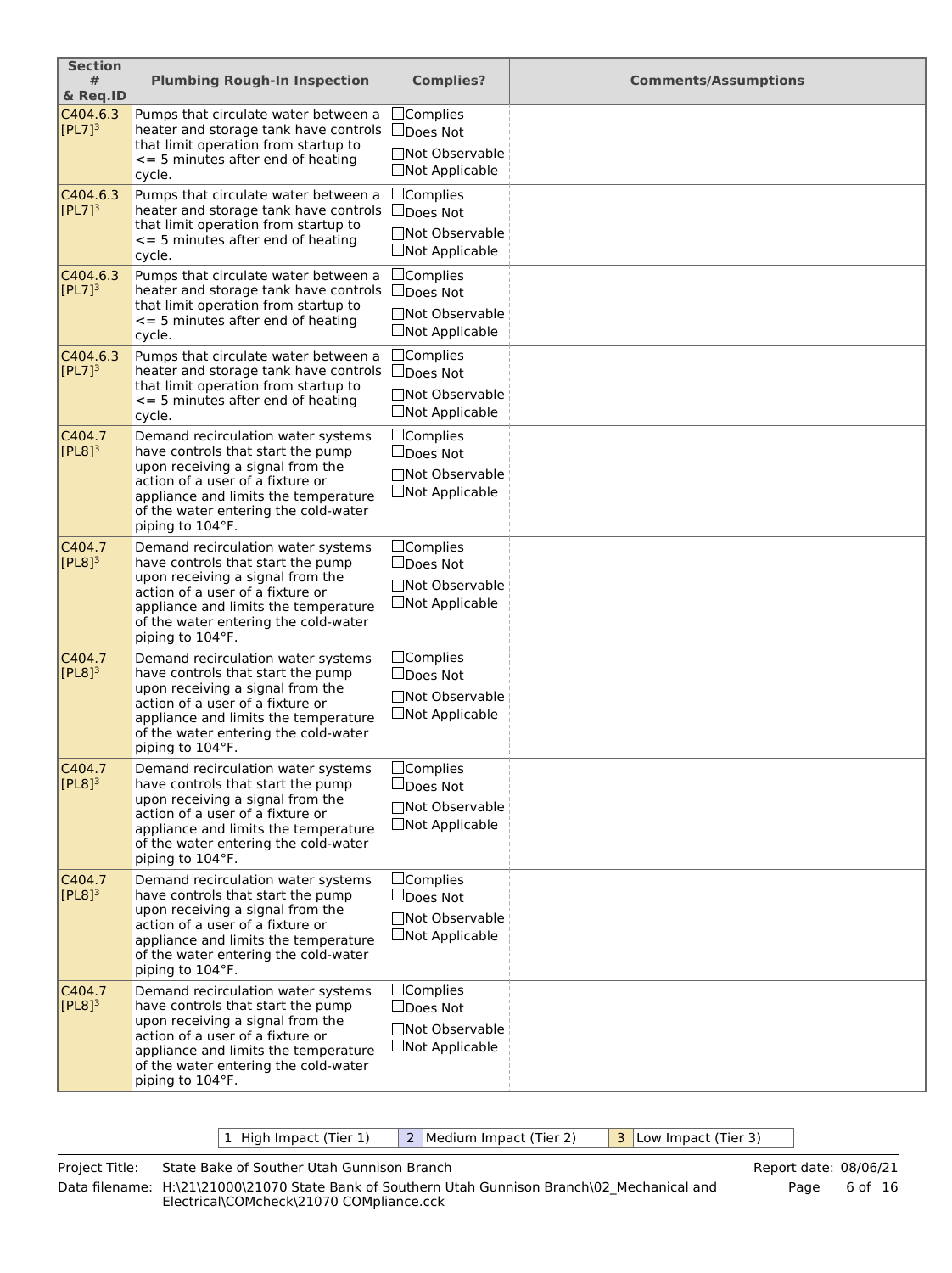| Section # & Req.ID | Plumbing Rough-In Inspection | Complies? | Comments/Assumptions |
|---|---|---|---|
| C404.6.3 [PL7][3] | Pumps that circulate water between a heater and storage tank have controls that limit operation from startup to <= 5 minutes after end of heating cycle. | ☐Complies ☐Does Not ☐Not Observable ☐Not Applicable | |
| C404.6.3 [PL7][3] | Pumps that circulate water between a heater and storage tank have controls that limit operation from startup to <= 5 minutes after end of heating cycle. | ☐Complies ☐Does Not ☐Not Observable ☐Not Applicable | |
| C404.6.3 [PL7][3] | Pumps that circulate water between a heater and storage tank have controls that limit operation from startup to <= 5 minutes after end of heating cycle. | ☐Complies ☐Does Not ☐Not Observable ☐Not Applicable | |
| C404.6.3 [PL7][3] | Pumps that circulate water between a heater and storage tank have controls that limit operation from startup to <= 5 minutes after end of heating cycle. | ☐Complies ☐Does Not ☐Not Observable ☐Not Applicable | |
| C404.7 [PL8][3] | Demand recirculation water systems have controls that start the pump upon receiving a signal from the action of a user of a fixture or appliance and limits the temperature of the water entering the cold-water piping to 104°F. | ☐Complies ☐Does Not ☐Not Observable ☐Not Applicable | |
| C404.7 [PL8][3] | Demand recirculation water systems have controls that start the pump upon receiving a signal from the action of a user of a fixture or appliance and limits the temperature of the water entering the cold-water piping to 104°F. | ☐Complies ☐Does Not ☐Not Observable ☐Not Applicable | |
| C404.7 [PL8][3] | Demand recirculation water systems have controls that start the pump upon receiving a signal from the action of a user of a fixture or appliance and limits the temperature of the water entering the cold-water piping to 104°F. | ☐Complies ☐Does Not ☐Not Observable ☐Not Applicable | |
| C404.7 [PL8][3] | Demand recirculation water systems have controls that start the pump upon receiving a signal from the action of a user of a fixture or appliance and limits the temperature of the water entering the cold-water piping to 104°F. | ☐Complies ☐Does Not ☐Not Observable ☐Not Applicable | |
| C404.7 [PL8][3] | Demand recirculation water systems have controls that start the pump upon receiving a signal from the action of a user of a fixture or appliance and limits the temperature of the water entering the cold-water piping to 104°F. | ☐Complies ☐Does Not ☐Not Observable ☐Not Applicable | |
| C404.7 [PL8][3] | Demand recirculation water systems have controls that start the pump upon receiving a signal from the action of a user of a fixture or appliance and limits the temperature of the water entering the cold-water piping to 104°F. | ☐Complies ☐Does Not ☐Not Observable ☐Not Applicable | |

| | | | | | |
|---|---|---|---|---|---|
| 1 | High Impact (Tier 1) | 2 | Medium Impact (Tier 2) | 3 | Low Impact (Tier 3) |

Project Title: State Bake of Souther Utah Gunnison Branch
Report date: 08/06/21
Data filename: H:\21\21000\21070 State Bank of Southern Utah Gunnison Branch\02_Mechanical and Electrical\COMcheck\21070 COMpliance.cck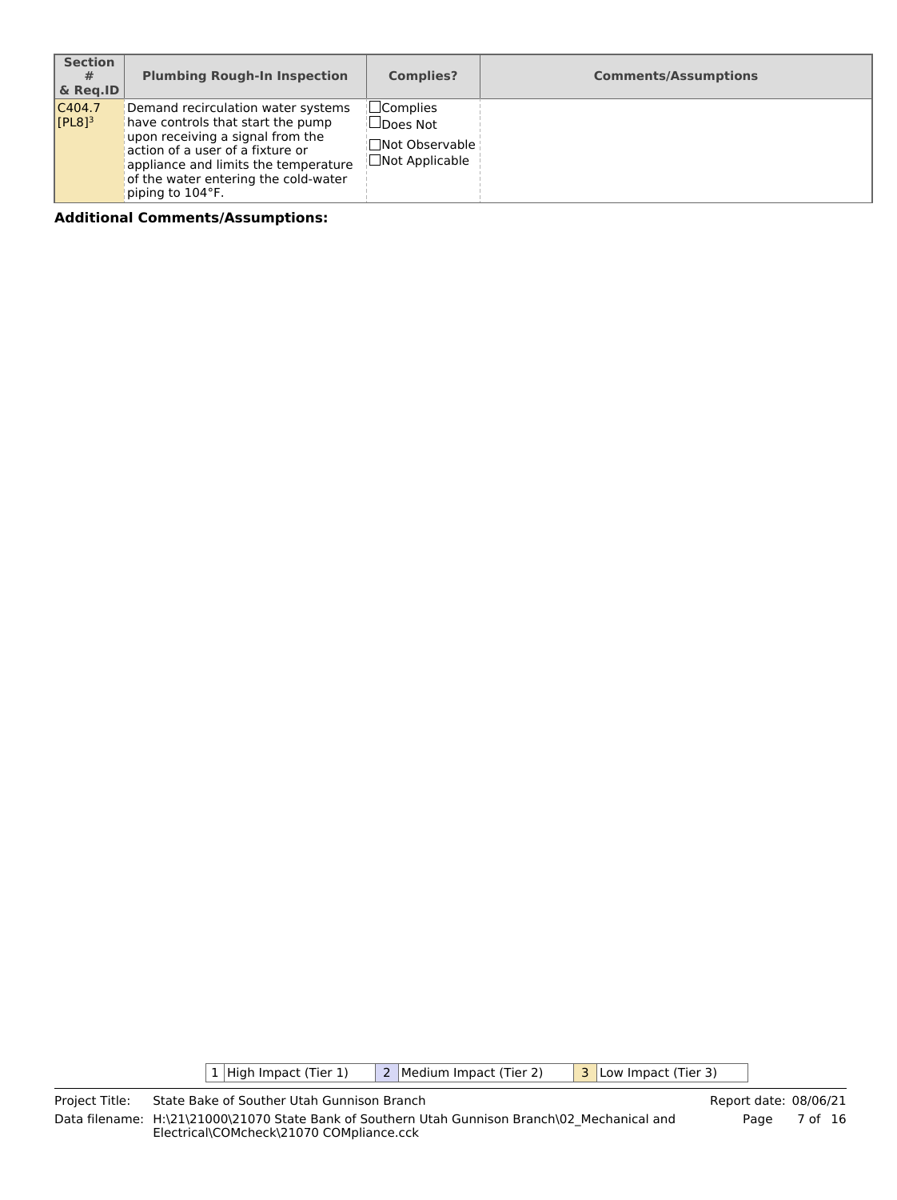| Section # & Req.ID | Plumbing Rough-In Inspection | Complies? | Comments/Assumptions |
|---|---|---|---|
| C404.7 [PL8][3] | Demand recirculation water systems have controls that start the pump upon receiving a signal from the action of a user of a fixture or appliance and limits the temperature of the water entering the cold-water piping to 104°F. | ☐Complies ☐Does Not ☐Not Observable ☐Not Applicable | |

**Additional Comments/Assumptions:**

| 1 | High Impact (Tier 1) | 2 | Medium Impact (Tier 2) | 3 | Low Impact (Tier 3) |
|---|---|---|---|---|---|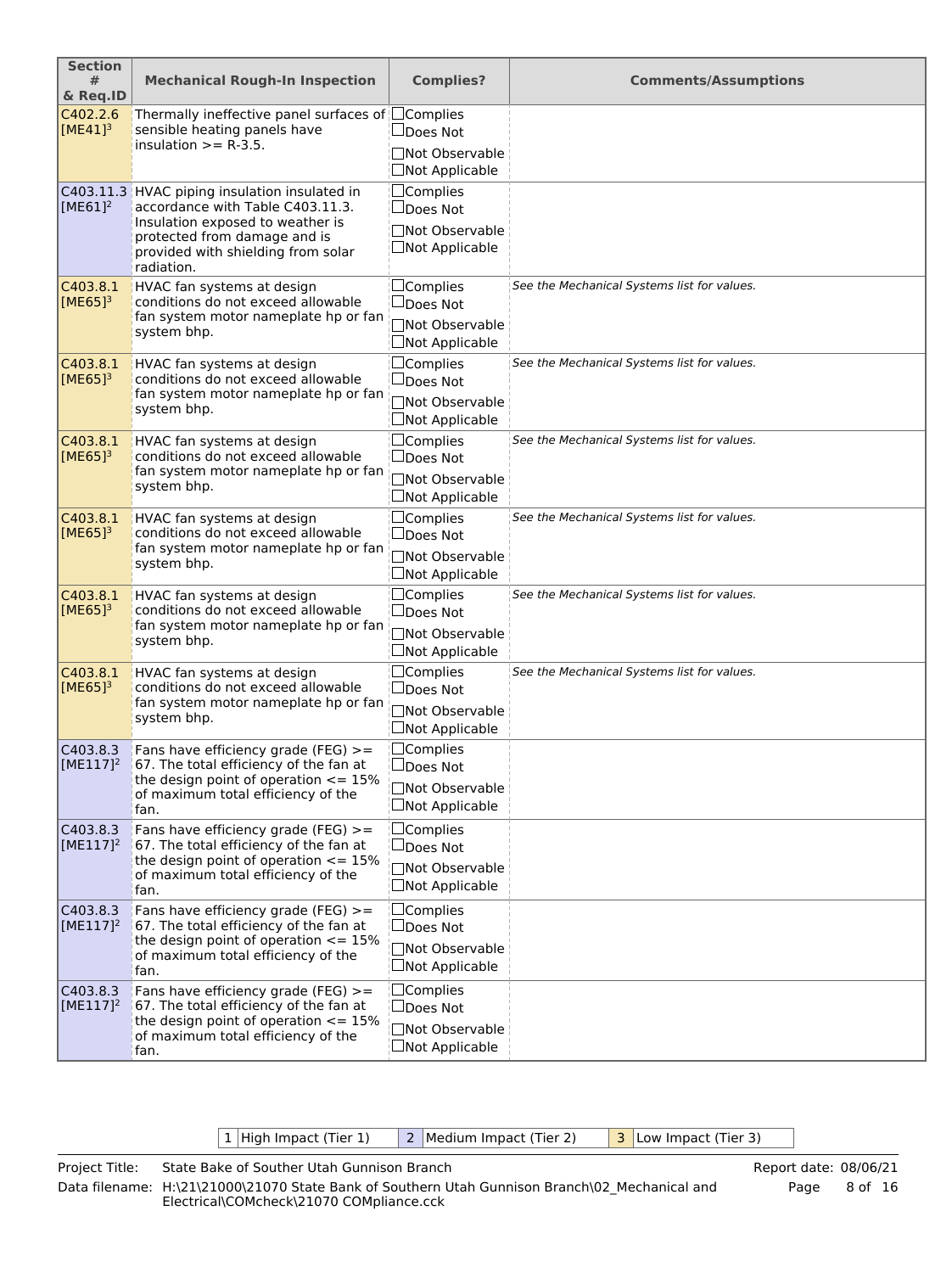| Section # & Req.ID | Mechanical Rough-In Inspection | Complies? | Comments/Assumptions |
|---|---|---|---|
| C402.2.6 [ME41][3] | Thermally ineffective panel surfaces of sensible heating panels have insulation >= R-3.5. | ☐Complies ☐Does Not ☐Not Observable ☐Not Applicable | |
| C403.11.3 [ME61][2] | HVAC piping insulation insulated in accordance with Table C403.11.3. Insulation exposed to weather is protected from damage and is provided with shielding from solar radiation. | ☐Complies ☐Does Not ☐Not Observable ☐Not Applicable | |
| C403.8.1 [ME65][3] | HVAC fan systems at design conditions do not exceed allowable fan system motor nameplate hp or fan system bhp. | ☐Complies ☐Does Not ☐Not Observable ☐Not Applicable | *See the Mechanical Systems list for values.* |
| C403.8.1 [ME65][3] | HVAC fan systems at design conditions do not exceed allowable fan system motor nameplate hp or fan system bhp. | ☐Complies ☐Does Not ☐Not Observable ☐Not Applicable | *See the Mechanical Systems list for values.* |
| C403.8.1 [ME65][3] | HVAC fan systems at design conditions do not exceed allowable fan system motor nameplate hp or fan system bhp. | ☐Complies ☐Does Not ☐Not Observable ☐Not Applicable | *See the Mechanical Systems list for values.* |
| C403.8.1 [ME65][3] | HVAC fan systems at design conditions do not exceed allowable fan system motor nameplate hp or fan system bhp. | ☐Complies ☐Does Not ☐Not Observable ☐Not Applicable | *See the Mechanical Systems list for values.* |
| C403.8.1 [ME65][3] | HVAC fan systems at design conditions do not exceed allowable fan system motor nameplate hp or fan system bhp. | ☐Complies ☐Does Not ☐Not Observable ☐Not Applicable | *See the Mechanical Systems list for values.* |
| C403.8.1 [ME65][3] | HVAC fan systems at design conditions do not exceed allowable fan system motor nameplate hp or fan system bhp. | ☐Complies ☐Does Not ☐Not Observable ☐Not Applicable | *See the Mechanical Systems list for values.* |
| C403.8.3 [ME117][2] | Fans have efficiency grade (FEG) >= 67. The total efficiency of the fan at the design point of operation <= 15% of maximum total efficiency of the fan. | ☐Complies ☐Does Not ☐Not Observable ☐Not Applicable | |
| C403.8.3 [ME117][2] | Fans have efficiency grade (FEG) >= 67. The total efficiency of the fan at the design point of operation <= 15% of maximum total efficiency of the fan. | ☐Complies ☐Does Not ☐Not Observable ☐Not Applicable | |
| C403.8.3 [ME117][2] | Fans have efficiency grade (FEG) >= 67. The total efficiency of the fan at the design point of operation <= 15% of maximum total efficiency of the fan. | ☐Complies ☐Does Not ☐Not Observable ☐Not Applicable | |
| C403.8.3 [ME117][2] | Fans have efficiency grade (FEG) >= 67. The total efficiency of the fan at the design point of operation <= 15% of maximum total efficiency of the fan. | ☐Complies ☐Does Not ☐Not Observable ☐Not Applicable | |

| | | | | | |
|---|---|---|---|---|---|
| 1 | High Impact (Tier 1) | 2 | Medium Impact (Tier 2) | 3 | Low Impact (Tier 3) |

Project Title: State Bake of Souther Utah Gunnison Branch
Data filename: H:\21\21000\21070 State Bank of Southern Utah Gunnison Branch\02_Mechanical and Electrical\COMcheck\21070 COMpliance.cck

Report date: 08/06/21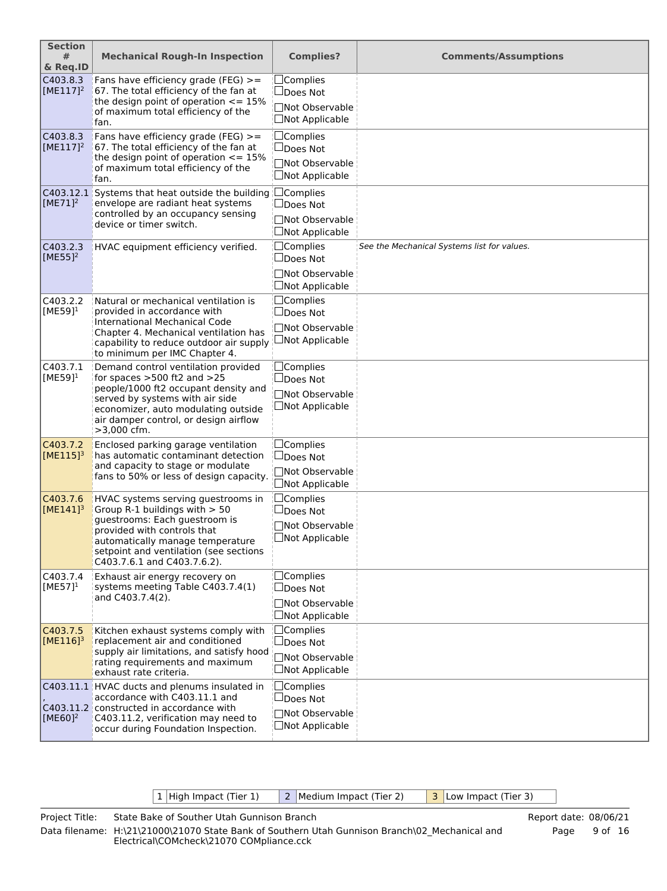| Section # & Req.ID | Mechanical Rough-In Inspection | Complies? | Comments/Assumptions |
|---|---|---|---|
| C403.8.3 [ME117][2] | Fans have efficiency grade (FEG) >= 67. The total efficiency of the fan at the design point of operation <= 15% of maximum total efficiency of the fan. | ☐Complies ☐Does Not ☐Not Observable ☐Not Applicable | |
| C403.8.3 [ME117][2] | Fans have efficiency grade (FEG) >= 67. The total efficiency of the fan at the design point of operation <= 15% of maximum total efficiency of the fan. | ☐Complies ☐Does Not ☐Not Observable ☐Not Applicable | |
| C403.12.1 [ME71][2] | Systems that heat outside the building envelope are radiant heat systems controlled by an occupancy sensing device or timer switch. | ☐Complies ☐Does Not ☐Not Observable ☐Not Applicable | |
| C403.2.3 [ME55][2] | HVAC equipment efficiency verified. | ☐Complies ☐Does Not ☐Not Observable ☐Not Applicable | *See the Mechanical Systems list for values.* |
| C403.2.2 [ME59][1] | Natural or mechanical ventilation is provided in accordance with International Mechanical Code Chapter 4. Mechanical ventilation has capability to reduce outdoor air supply to minimum per IMC Chapter 4. | ☐Complies ☐Does Not ☐Not Observable ☐Not Applicable | |
| C403.7.1 [ME59][1] | Demand control ventilation provided for spaces >500 ft2 and >25 people/1000 ft2 occupant density and served by systems with air side economizer, auto modulating outside air damper control, or design airflow >3,000 cfm. | ☐Complies ☐Does Not ☐Not Observable ☐Not Applicable | |
| C403.7.2 [ME115][3] | Enclosed parking garage ventilation has automatic contaminant detection and capacity to stage or modulate fans to 50% or less of design capacity. | ☐Complies ☐Does Not ☐Not Observable ☐Not Applicable | |
| C403.7.6 [ME141][3] | HVAC systems serving guestrooms in Group R-1 buildings with > 50 guestrooms: Each guestroom is provided with controls that automatically manage temperature setpoint and ventilation (see sections C403.7.6.1 and C403.7.6.2). | ☐Complies ☐Does Not ☐Not Observable ☐Not Applicable | |
| C403.7.4 [ME57][1] | Exhaust air energy recovery on systems meeting Table C403.7.4(1) and C403.7.4(2). | ☐Complies ☐Does Not ☐Not Observable ☐Not Applicable | |
| C403.7.5 [ME116][3] | Kitchen exhaust systems comply with replacement air and conditioned supply air limitations, and satisfy hood rating requirements and maximum exhaust rate criteria. | ☐Complies ☐Does Not ☐Not Observable ☐Not Applicable | |
| C403.11.1, C403.11.2 [ME60][2] | HVAC ducts and plenums insulated in accordance with C403.11.1 and constructed in accordance with C403.11.2, verification may need to occur during Foundation Inspection. | ☐Complies ☐Does Not ☐Not Observable ☐Not Applicable | |

| | | | | | |
|---|---|---|---|---|---|
| 1 | High Impact (Tier 1) | 2 | Medium Impact (Tier 2) | 3 | Low Impact (Tier 3) |

Project Title: State Bake of Souther Utah Gunnison Branch
Data filename: H:\21\21000\21070 State Bank of Southern Utah Gunnison Branch\02_Mechanical and Electrical\COMcheck\21070 COMpliance.cck
Report date: 08/06/21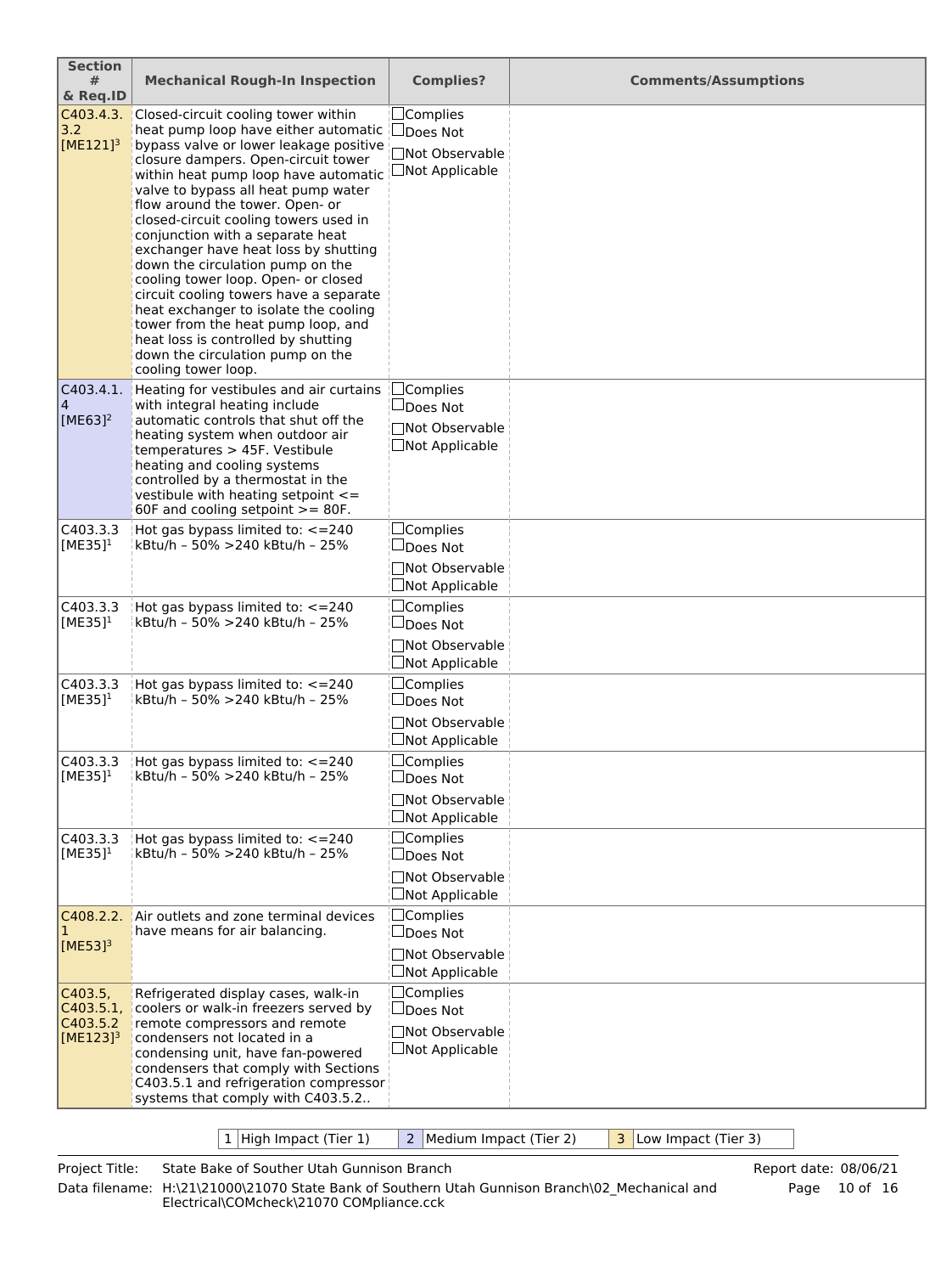| Section # & Req.ID | Mechanical Rough-In Inspection | Complies? | Comments/Assumptions |
|---|---|---|---|
| C403.4.3.3.2 [ME121][3] | Closed-circuit cooling tower within heat pump loop have either automatic bypass valve or lower leakage positive closure dampers. Open-circuit tower within heat pump loop have automatic valve to bypass all heat pump water flow around the tower. Open- or closed-circuit cooling towers used in conjunction with a separate heat exchanger have heat loss by shutting down the circulation pump on the cooling tower loop. Open- or closed circuit cooling towers have a separate heat exchanger to isolate the cooling tower from the heat pump loop, and heat loss is controlled by shutting down the circulation pump on the cooling tower loop. | ☐Complies ☐Does Not ☐Not Observable ☐Not Applicable | |
| C403.4.1.4 [ME63][2] | Heating for vestibules and air curtains with integral heating include automatic controls that shut off the heating system when outdoor air temperatures > 45F. Vestibule heating and cooling systems controlled by a thermostat in the vestibule with heating setpoint <= 60F and cooling setpoint >= 80F. | ☐Complies ☐Does Not ☐Not Observable ☐Not Applicable | |
| C403.3.3 [ME35][1] | Hot gas bypass limited to: <=240 kBtu/h – 50% >240 kBtu/h – 25% | ☐Complies ☐Does Not ☐Not Observable ☐Not Applicable | |
| C403.3.3 [ME35][1] | Hot gas bypass limited to: <=240 kBtu/h – 50% >240 kBtu/h – 25% | ☐Complies ☐Does Not ☐Not Observable ☐Not Applicable | |
| C403.3.3 [ME35][1] | Hot gas bypass limited to: <=240 kBtu/h – 50% >240 kBtu/h – 25% | ☐Complies ☐Does Not ☐Not Observable ☐Not Applicable | |
| C403.3.3 [ME35][1] | Hot gas bypass limited to: <=240 kBtu/h – 50% >240 kBtu/h – 25% | ☐Complies ☐Does Not ☐Not Observable ☐Not Applicable | |
| C403.3.3 [ME35][1] | Hot gas bypass limited to: <=240 kBtu/h – 50% >240 kBtu/h – 25% | ☐Complies ☐Does Not ☐Not Observable ☐Not Applicable | |
| C408.2.2.1 [ME53][3] | Air outlets and zone terminal devices have means for air balancing. | ☐Complies ☐Does Not ☐Not Observable ☐Not Applicable | |
| C403.5, C403.5.1, C403.5.2 [ME123][3] | Refrigerated display cases, walk-in coolers or walk-in freezers served by remote compressors and remote condensers not located in a condensing unit, have fan-powered condensers that comply with Sections C403.5.1 and refrigeration compressor systems that comply with C403.5.2.. | ☐Complies ☐Does Not ☐Not Observable ☐Not Applicable | |

| | | | | | |
|---|---|---|---|---|---|
| 1 | High Impact (Tier 1) | 2 | Medium Impact (Tier 2) | 3 | Low Impact (Tier 3) |

Project Title: State Bake of Souther Utah Gunnison Branch
Data filename: H:\21\21000\21070 State Bank of Southern Utah Gunnison Branch\02_Mechanical and Electrical\COMcheck\21070 COMpliance.cck

Report date: 08/06/21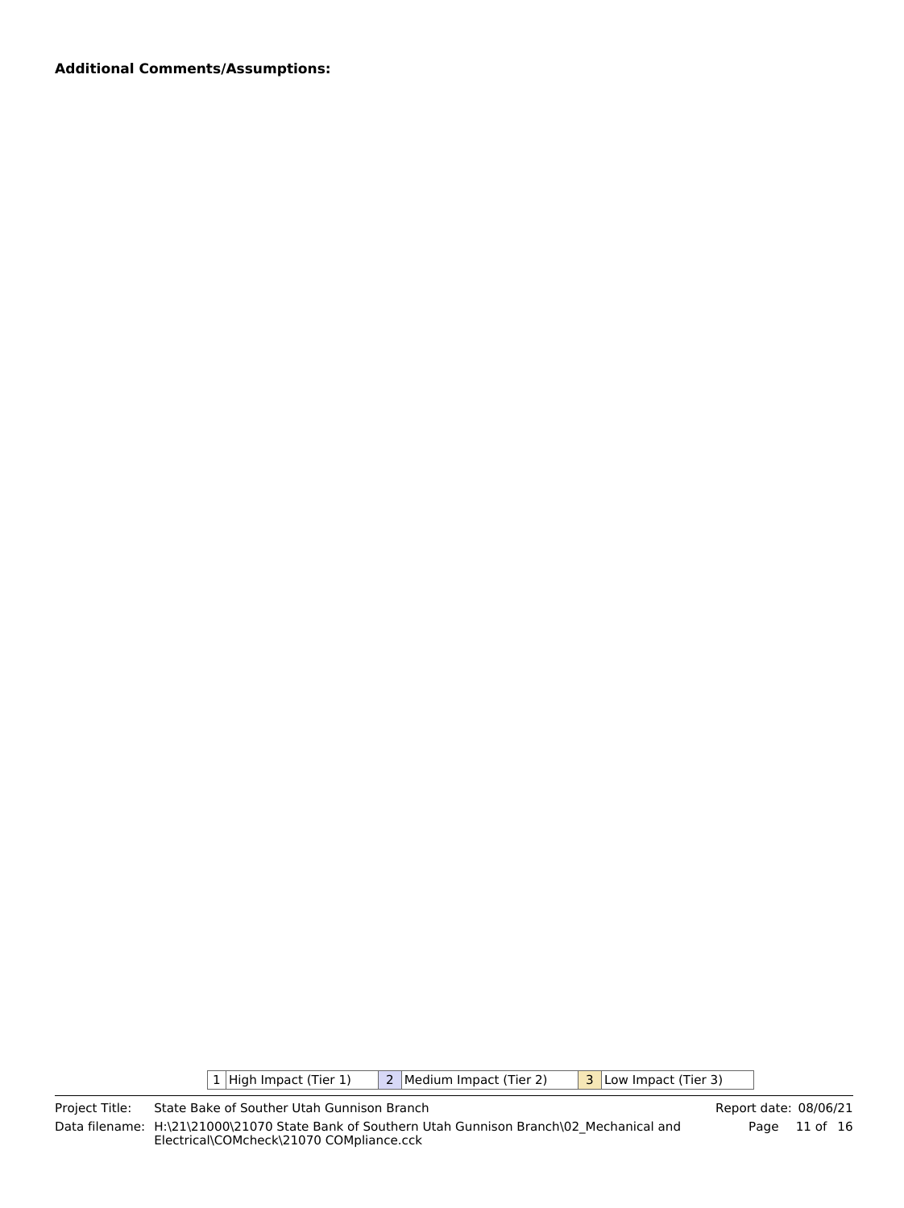**Additional Comments/Assumptions:**

| | | | | | |
|---|---|---|---|---|---|
| 1 | High Impact (Tier 1) | 2 | Medium Impact (Tier 2) | 3 | Low Impact (Tier 3) |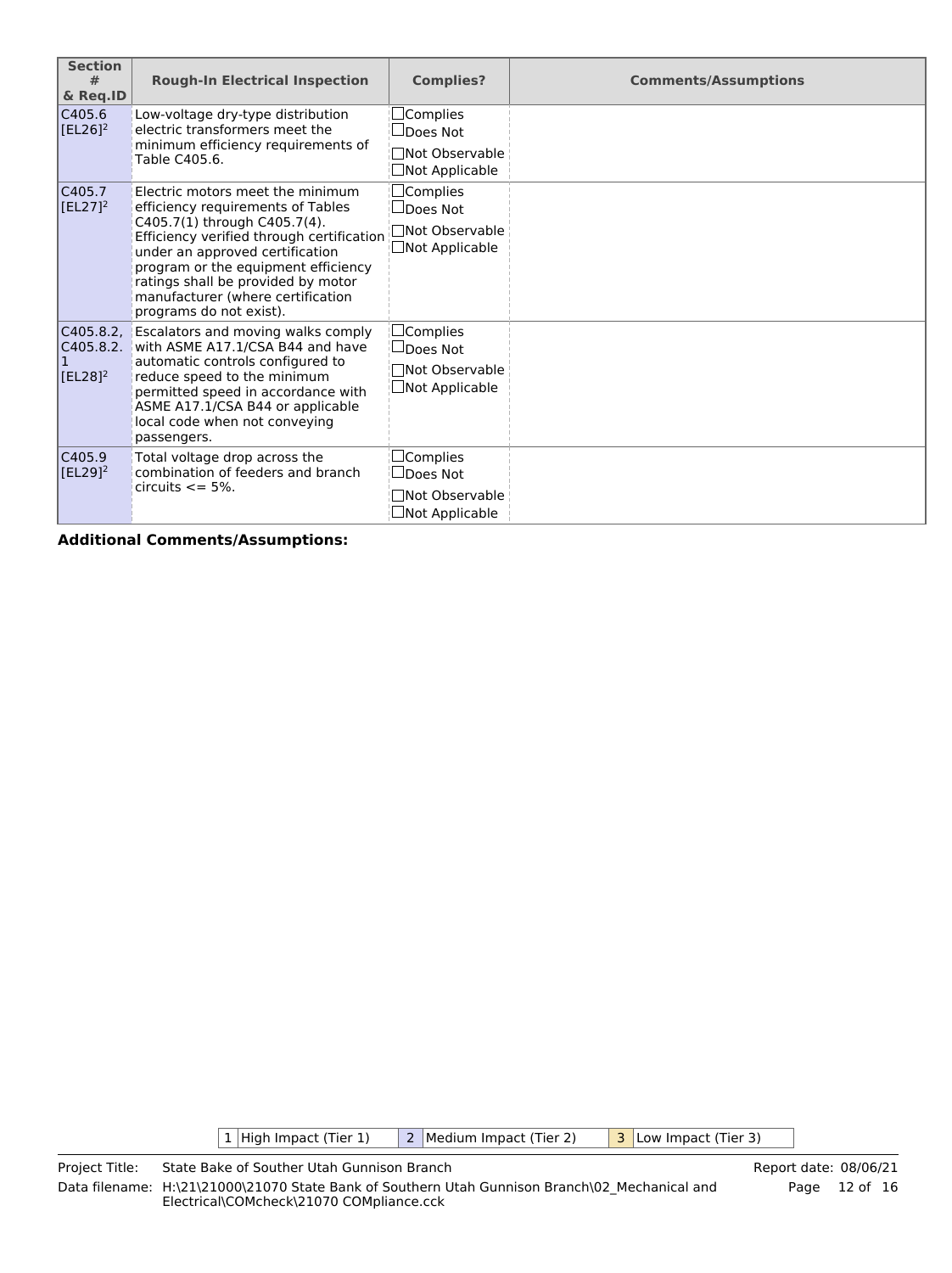| Section # & Req.ID | Rough-In Electrical Inspection | Complies? | Comments/Assumptions |
|---|---|---|---|
| C405.6 [EL26][2] | Low-voltage dry-type distribution electric transformers meet the minimum efficiency requirements of Table C405.6. | ☐Complies ☐Does Not ☐Not Observable ☐Not Applicable | |
| C405.7 [EL27][2] | Electric motors meet the minimum efficiency requirements of Tables C405.7(1) through C405.7(4). Efficiency verified through certification under an approved certification program or the equipment efficiency ratings shall be provided by motor manufacturer (where certification programs do not exist). | ☐Complies ☐Does Not ☐Not Observable ☐Not Applicable | |
| C405.8.2, C405.8.2.1 [EL28][2] | Escalators and moving walks comply with ASME A17.1/CSA B44 and have automatic controls configured to reduce speed to the minimum permitted speed in accordance with ASME A17.1/CSA B44 or applicable local code when not conveying passengers. | ☐Complies ☐Does Not ☐Not Observable ☐Not Applicable | |
| C405.9 [EL29][2] | Total voltage drop across the combination of feeders and branch circuits <= 5%. | ☐Complies ☐Does Not ☐Not Observable ☐Not Applicable | |

**Additional Comments/Assumptions:**

| | | | | | |
|---|---|---|---|---|---|
| 1 | High Impact (Tier 1) | 2 | Medium Impact (Tier 2) | 3 | Low Impact (Tier 3) |

Project Title: State Bake of Souther Utah Gunnison Branch
Report date: 08/06/21
Data filename: H:\21\21000\21070 State Bank of Southern Utah Gunnison Branch\02_Mechanical and Electrical\COMcheck\21070 COMpliance.cck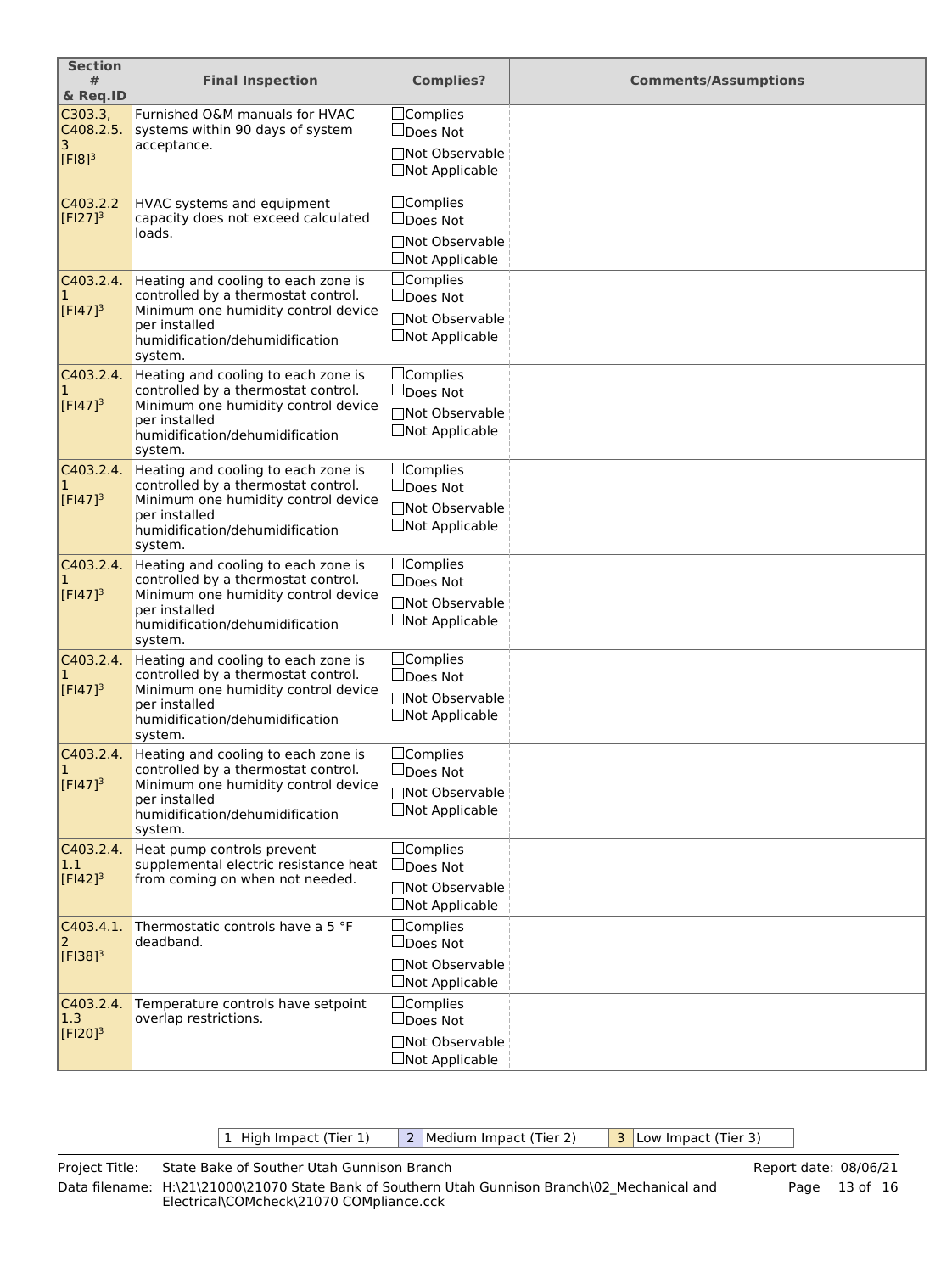| Section # & Req.ID | Final Inspection | Complies? | Comments/Assumptions |
|---|---|---|---|
| C303.3, C408.2.5.3 [FI8][3] | Furnished O&M manuals for HVAC systems within 90 days of system acceptance. | ☐Complies ☐Does Not ☐Not Observable ☐Not Applicable | |
| C403.2.2 [FI27][3] | HVAC systems and equipment capacity does not exceed calculated loads. | ☐Complies ☐Does Not ☐Not Observable ☐Not Applicable | |
| C403.2.4.1 [FI47][3] | Heating and cooling to each zone is controlled by a thermostat control. Minimum one humidity control device per installed humidification/dehumidification system. | ☐Complies ☐Does Not ☐Not Observable ☐Not Applicable | |
| C403.2.4.1 [FI47][3] | Heating and cooling to each zone is controlled by a thermostat control. Minimum one humidity control device per installed humidification/dehumidification system. | ☐Complies ☐Does Not ☐Not Observable ☐Not Applicable | |
| C403.2.4.1 [FI47][3] | Heating and cooling to each zone is controlled by a thermostat control. Minimum one humidity control device per installed humidification/dehumidification system. | ☐Complies ☐Does Not ☐Not Observable ☐Not Applicable | |
| C403.2.4.1 [FI47][3] | Heating and cooling to each zone is controlled by a thermostat control. Minimum one humidity control device per installed humidification/dehumidification system. | ☐Complies ☐Does Not ☐Not Observable ☐Not Applicable | |
| C403.2.4.1 [FI47][3] | Heating and cooling to each zone is controlled by a thermostat control. Minimum one humidity control device per installed humidification/dehumidification system. | ☐Complies ☐Does Not ☐Not Observable ☐Not Applicable | |
| C403.2.4.1 [FI47][3] | Heating and cooling to each zone is controlled by a thermostat control. Minimum one humidity control device per installed humidification/dehumidification system. | ☐Complies ☐Does Not ☐Not Observable ☐Not Applicable | |
| C403.2.4.1.1 [FI42][3] | Heat pump controls prevent supplemental electric resistance heat from coming on when not needed. | ☐Complies ☐Does Not ☐Not Observable ☐Not Applicable | |
| C403.4.1.2 [FI38][3] | Thermostatic controls have a 5 °F deadband. | ☐Complies ☐Does Not ☐Not Observable ☐Not Applicable | |
| C403.2.4.1.3 [FI20][3] | Temperature controls have setpoint overlap restrictions. | ☐Complies ☐Does Not ☐Not Observable ☐Not Applicable | |

| | | | | | |
|---|---|---|---|---|---|
| 1 | High Impact (Tier 1) | 2 | Medium Impact (Tier 2) | 3 | Low Impact (Tier 3) |

Project Title: State Bake of Souther Utah Gunnison Branch
Data filename: H:\21\21000\21070 State Bank of Southern Utah Gunnison Branch\02_Mechanical and Electrical\COMcheck\21070 COMpliance.cck

Report date: 08/06/21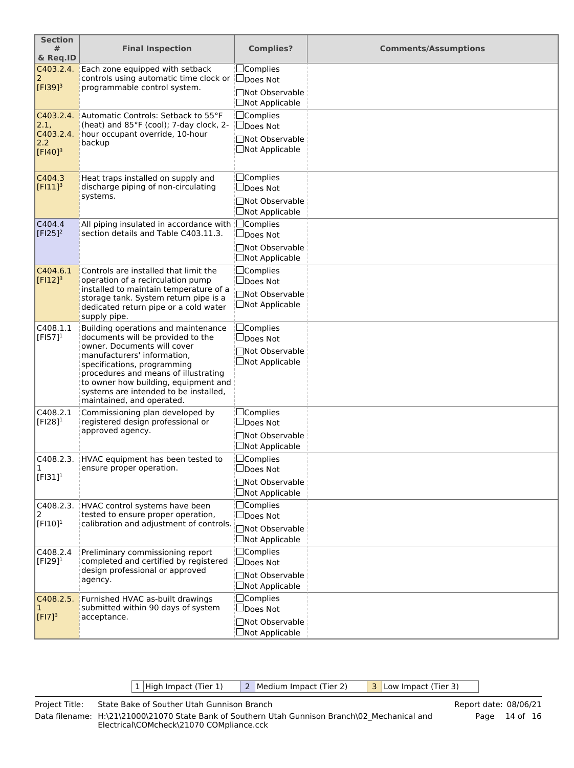| Section # & Req.ID | Final Inspection | Complies? | Comments/Assumptions |
|---|---|---|---|
| C403.2.4.2 [FI39][3] | Each zone equipped with setback controls using automatic time clock or programmable control system. | ☐Complies ☐Does Not ☐Not Observable ☐Not Applicable | |
| C403.2.4.2.1, C403.2.4.2.2 [FI40][3] | Automatic Controls: Setback to 55°F (heat) and 85°F (cool); 7-day clock, 2-hour occupant override, 10-hour backup | ☐Complies ☐Does Not ☐Not Observable ☐Not Applicable | |
| C404.3 [FI11][3] | Heat traps installed on supply and discharge piping of non-circulating systems. | ☐Complies ☐Does Not ☐Not Observable ☐Not Applicable | |
| C404.4 [FI25][2] | All piping insulated in accordance with section details and Table C403.11.3. | ☐Complies ☐Does Not ☐Not Observable ☐Not Applicable | |
| C404.6.1 [FI12][3] | Controls are installed that limit the operation of a recirculation pump installed to maintain temperature of a storage tank. System return pipe is a dedicated return pipe or a cold water supply pipe. | ☐Complies ☐Does Not ☐Not Observable ☐Not Applicable | |
| C408.1.1 [FI57][1] | Building operations and maintenance documents will be provided to the owner. Documents will cover manufacturers' information, specifications, programming procedures and means of illustrating to owner how building, equipment and systems are intended to be installed, maintained, and operated. | ☐Complies ☐Does Not ☐Not Observable ☐Not Applicable | |
| C408.2.1 [FI28][1] | Commissioning plan developed by registered design professional or approved agency. | ☐Complies ☐Does Not ☐Not Observable ☐Not Applicable | |
| C408.2.3.1 [FI31][1] | HVAC equipment has been tested to ensure proper operation. | ☐Complies ☐Does Not ☐Not Observable ☐Not Applicable | |
| C408.2.3.2 [FI10][1] | HVAC control systems have been tested to ensure proper operation, calibration and adjustment of controls. | ☐Complies ☐Does Not ☐Not Observable ☐Not Applicable | |
| C408.2.4 [FI29][1] | Preliminary commissioning report completed and certified by registered design professional or approved agency. | ☐Complies ☐Does Not ☐Not Observable ☐Not Applicable | |
| C408.2.5.1 [FI7][3] | Furnished HVAC as-built drawings submitted within 90 days of system acceptance. | ☐Complies ☐Does Not ☐Not Observable ☐Not Applicable | |

| | | | | | |
|---|---|---|---|---|---|
| 1 | High Impact (Tier 1) | 2 | Medium Impact (Tier 2) | 3 | Low Impact (Tier 3) |

Project Title: State Bake of Souther Utah Gunnison Branch
Data filename: H:\21\21000\21070 State Bank of Southern Utah Gunnison Branch\02_Mechanical and Electrical\COMcheck\21070 COMpliance.cck

Report date: 08/06/21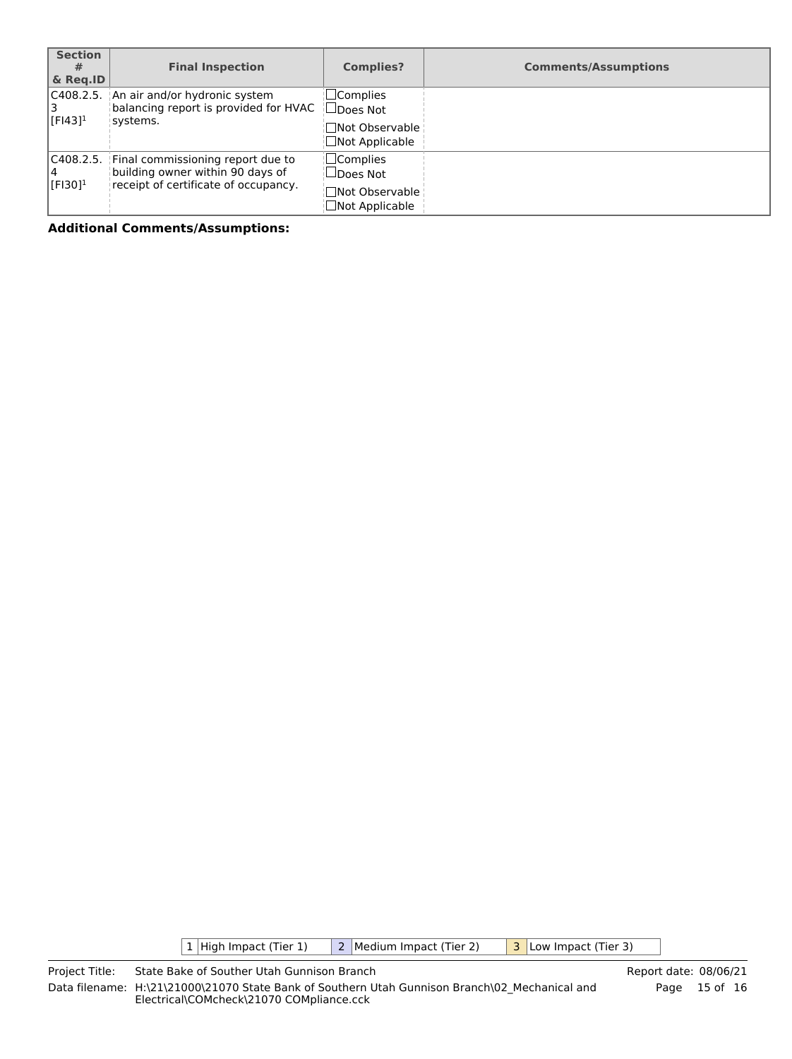| Section # & Req.ID | Final Inspection | Complies? | Comments/Assumptions |
|---|---|---|---|
| C408.2.5.3 [FI43][1] | An air and/or hydronic system balancing report is provided for HVAC systems. | ☐Complies ☐Does Not ☐Not Observable ☐Not Applicable | |
| C408.2.5.4 [FI30][1] | Final commissioning report due to building owner within 90 days of receipt of certificate of occupancy. | ☐Complies ☐Does Not ☐Not Observable ☐Not Applicable | |

**Additional Comments/Assumptions:**

| | | | | | |
|---|---|---|---|---|---|
| 1 | High Impact (Tier 1) | 2 | Medium Impact (Tier 2) | 3 | Low Impact (Tier 3) |

Project Title: State Bake of Souther Utah Gunnison Branch

Report date: 08/06/21

Data filename: H:\21\21000\21070 State Bank of Southern Utah Gunnison Branch\02_Mechanical and Electrical\COMcheck\21070 COMpliance.cck